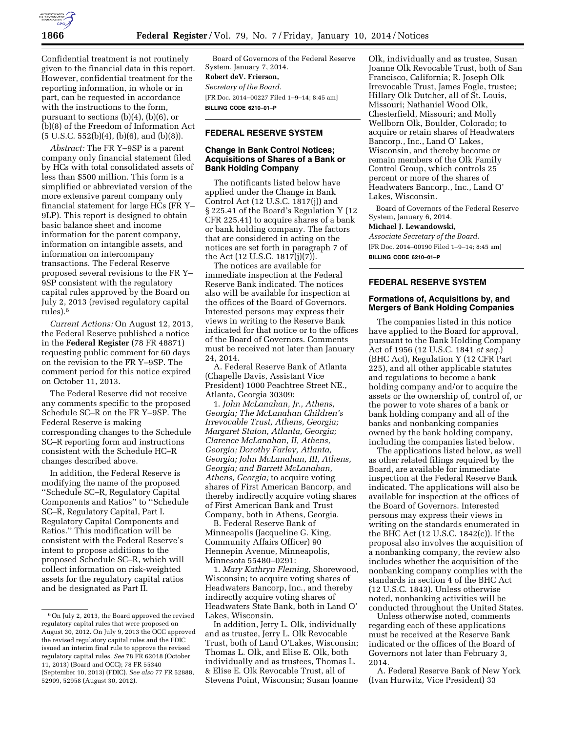Confidential treatment is not routinely given to the financial data in this report. However, confidential treatment for the reporting information, in whole or in part, can be requested in accordance with the instructions to the form, pursuant to sections (b)(4), (b)(6), or (b)(8) of the Freedom of Information Act (5 U.S.C. 552(b)(4), (b)(6), and (b)(8)).

*Abstract:* The FR Y–9SP is a parent company only financial statement filed by HCs with total consolidated assets of less than $500 million. This form is a simplified or abbreviated version of the more extensive parent company only financial statement for large HCs (FR Y–9LP). This report is designed to obtain basic balance sheet and income information for the parent company, information on intangible assets, and information on intercompany transactions. The Federal Reserve proposed several revisions to the FR Y–9SP consistent with the regulatory capital rules approved by the Board on July 2, 2013 (revised regulatory capital rules).[6]

*Current Actions:* On August 12, 2013, the Federal Reserve published a notice in the **Federal Register** (78 FR 48871) requesting public comment for 60 days on the revision to the FR Y–9SP. The comment period for this notice expired on October 11, 2013.

The Federal Reserve did not receive any comments specific to the proposed Schedule SC–R on the FR Y–9SP. The Federal Reserve is making corresponding changes to the Schedule SC–R reporting form and instructions consistent with the Schedule HC–R changes described above.

In addition, the Federal Reserve is modifying the name of the proposed ''Schedule SC–R, Regulatory Capital Components and Ratios'' to ''Schedule SC–R, Regulatory Capital, Part I. Regulatory Capital Components and Ratios.'' This modification will be consistent with the Federal Reserve's intent to propose additions to the proposed Schedule SC–R, which will collect information on risk-weighted assets for the regulatory capital ratios and be designated as Part II.

[6] On July 2, 2013, the Board approved the revised regulatory capital rules that were proposed on August 30, 2012. On July 9, 2013 the OCC approved the revised regulatory capital rules and the FDIC issued an interim final rule to approve the revised regulatory capital rules. *See* 78 FR 62018 (October 11, 2013) (Board and OCC); 78 FR 55340 (September 10, 2013) (FDIC). *See also* 77 FR 52888, 52909, 52958 (August 30, 2012).

Board of Governors of the Federal Reserve System, January 7, 2014.

**Robert deV. Frierson,**

*Secretary of the Board.*

[FR Doc. 2014–00227 Filed 1–9–14; 8:45 am]

**BILLING CODE 6210–01–P**

## FEDERAL RESERVE SYSTEM

### Change in Bank Control Notices; Acquisitions of Shares of a Bank or Bank Holding Company

The notificants listed below have applied under the Change in Bank Control Act (12 U.S.C. 1817(j)) and § 225.41 of the Board's Regulation Y (12 CFR 225.41) to acquire shares of a bank or bank holding company. The factors that are considered in acting on the notices are set forth in paragraph 7 of the Act (12 U.S.C. 1817(j)(7)).

The notices are available for immediate inspection at the Federal Reserve Bank indicated. The notices also will be available for inspection at the offices of the Board of Governors. Interested persons may express their views in writing to the Reserve Bank indicated for that notice or to the offices of the Board of Governors. Comments must be received not later than January 24, 2014.

A. Federal Reserve Bank of Atlanta (Chapelle Davis, Assistant Vice President) 1000 Peachtree Street NE., Atlanta, Georgia 30309:

1. *John McLanahan, Jr., Athens, Georgia; The McLanahan Children's Irrevocable Trust, Athens, Georgia; Margaret Staton, Atlanta, Georgia; Clarence McLanahan, II, Athens, Georgia; Dorothy Farley, Atlanta, Georgia; John McLanahan, III, Athens, Georgia; and Barrett McLanahan, Athens, Georgia;* to acquire voting shares of First American Bancorp, and thereby indirectly acquire voting shares of First American Bank and Trust Company, both in Athens, Georgia.

B. Federal Reserve Bank of Minneapolis (Jacqueline G. King, Community Affairs Officer) 90 Hennepin Avenue, Minneapolis, Minnesota 55480–0291:

1. *Mary Kathryn Fleming,* Shorewood, Wisconsin; to acquire voting shares of Headwaters Bancorp, Inc., and thereby indirectly acquire voting shares of Headwaters State Bank, both in Land O' Lakes, Wisconsin.

In addition, Jerry L. Olk, individually and as trustee, Jerry L. Olk Revocable Trust, both of Land O'Lakes, Wisconsin; Thomas L. Olk, and Elise E. Olk, both individually and as trustees, Thomas L. & Elise E. Olk Revocable Trust, all of Stevens Point, Wisconsin; Susan Joanne Olk, individually and as trustee, Susan Joanne Olk Revocable Trust, both of San Francisco, California; R. Joseph Olk Irrevocable Trust, James Fogle, trustee; Hillary Olk Dutcher, all of St. Louis, Missouri; Nathaniel Wood Olk, Chesterfield, Missouri; and Molly Wellborn Olk, Boulder, Colorado; to acquire or retain shares of Headwaters Bancorp., Inc., Land O' Lakes, Wisconsin, and thereby become or remain members of the Olk Family Control Group, which controls 25 percent or more of the shares of Headwaters Bancorp., Inc., Land O' Lakes, Wisconsin.

Board of Governors of the Federal Reserve System, January 6, 2014.

**Michael J. Lewandowski,**

*Associate Secretary of the Board.*

[FR Doc. 2014–00190 Filed 1–9–14; 8:45 am]

**BILLING CODE 6210–01–P**

## FEDERAL RESERVE SYSTEM

### Formations of, Acquisitions by, and Mergers of Bank Holding Companies

The companies listed in this notice have applied to the Board for approval, pursuant to the Bank Holding Company Act of 1956 (12 U.S.C. 1841 *et seq.*) (BHC Act), Regulation Y (12 CFR Part 225), and all other applicable statutes and regulations to become a bank holding company and/or to acquire the assets or the ownership of, control of, or the power to vote shares of a bank or bank holding company and all of the banks and nonbanking companies owned by the bank holding company, including the companies listed below.

The applications listed below, as well as other related filings required by the Board, are available for immediate inspection at the Federal Reserve Bank indicated. The applications will also be available for inspection at the offices of the Board of Governors. Interested persons may express their views in writing on the standards enumerated in the BHC Act (12 U.S.C. 1842(c)). If the proposal also involves the acquisition of a nonbanking company, the review also includes whether the acquisition of the nonbanking company complies with the standards in section 4 of the BHC Act (12 U.S.C. 1843). Unless otherwise noted, nonbanking activities will be conducted throughout the United States.

Unless otherwise noted, comments regarding each of these applications must be received at the Reserve Bank indicated or the offices of the Board of Governors not later than February 3, 2014.

A. Federal Reserve Bank of New York (Ivan Hurwitz, Vice President) 33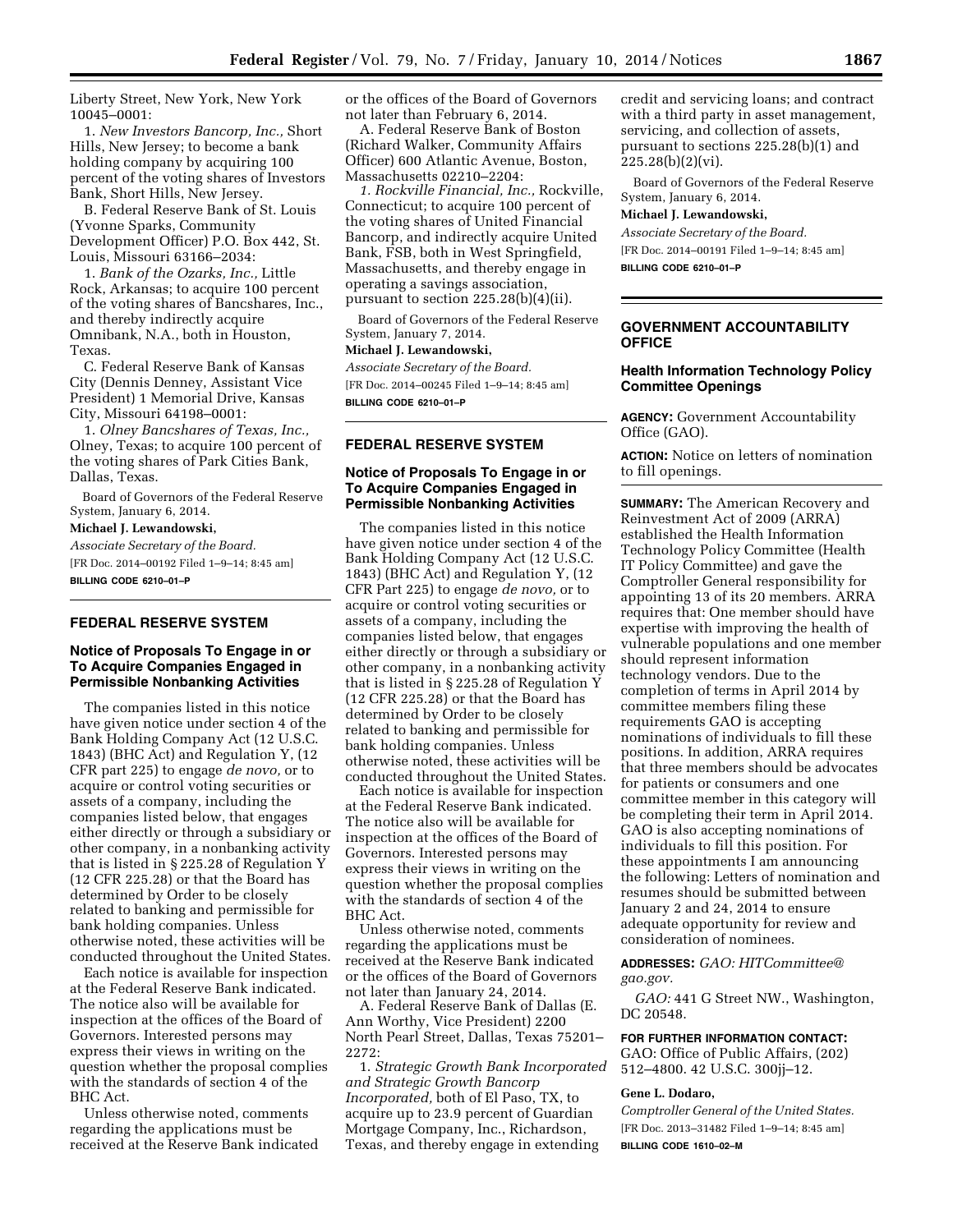Liberty Street, New York, New York 10045–0001:

1. *New Investors Bancorp, Inc.,* Short Hills, New Jersey; to become a bank holding company by acquiring 100 percent of the voting shares of Investors Bank, Short Hills, New Jersey.

B. Federal Reserve Bank of St. Louis (Yvonne Sparks, Community Development Officer) P.O. Box 442, St. Louis, Missouri 63166–2034:

1. *Bank of the Ozarks, Inc.,* Little Rock, Arkansas; to acquire 100 percent of the voting shares of Bancshares, Inc., and thereby indirectly acquire Omnibank, N.A., both in Houston, Texas.

C. Federal Reserve Bank of Kansas City (Dennis Denney, Assistant Vice President) 1 Memorial Drive, Kansas City, Missouri 64198–0001:

1. *Olney Bancshares of Texas, Inc.,* Olney, Texas; to acquire 100 percent of the voting shares of Park Cities Bank, Dallas, Texas.

Board of Governors of the Federal Reserve System, January 6, 2014.

**Michael J. Lewandowski,**

*Associate Secretary of the Board.*

[FR Doc. 2014–00192 Filed 1–9–14; 8:45 am]

**BILLING CODE 6210–01–P**

## FEDERAL RESERVE SYSTEM

### Notice of Proposals To Engage in or To Acquire Companies Engaged in Permissible Nonbanking Activities

The companies listed in this notice have given notice under section 4 of the Bank Holding Company Act (12 U.S.C. 1843) (BHC Act) and Regulation Y, (12 CFR part 225) to engage *de novo,* or to acquire or control voting securities or assets of a company, including the companies listed below, that engages either directly or through a subsidiary or other company, in a nonbanking activity that is listed in § 225.28 of Regulation Y (12 CFR 225.28) or that the Board has determined by Order to be closely related to banking and permissible for bank holding companies. Unless otherwise noted, these activities will be conducted throughout the United States.

Each notice is available for inspection at the Federal Reserve Bank indicated. The notice also will be available for inspection at the offices of the Board of Governors. Interested persons may express their views in writing on the question whether the proposal complies with the standards of section 4 of the BHC Act.

Unless otherwise noted, comments regarding the applications must be received at the Reserve Bank indicated or the offices of the Board of Governors not later than February 6, 2014.

A. Federal Reserve Bank of Boston (Richard Walker, Community Affairs Officer) 600 Atlantic Avenue, Boston, Massachusetts 02210–2204:

*1. Rockville Financial, Inc.,* Rockville, Connecticut; to acquire 100 percent of the voting shares of United Financial Bancorp, and indirectly acquire United Bank, FSB, both in West Springfield, Massachusetts, and thereby engage in operating a savings association, pursuant to section 225.28(b)(4)(ii).

Board of Governors of the Federal Reserve System, January 7, 2014.

**Michael J. Lewandowski,**

*Associate Secretary of the Board.*

[FR Doc. 2014–00245 Filed 1–9–14; 8:45 am]

**BILLING CODE 6210–01–P**

## FEDERAL RESERVE SYSTEM

### Notice of Proposals To Engage in or To Acquire Companies Engaged in Permissible Nonbanking Activities

The companies listed in this notice have given notice under section 4 of the Bank Holding Company Act (12 U.S.C. 1843) (BHC Act) and Regulation Y, (12 CFR Part 225) to engage *de novo,* or to acquire or control voting securities or assets of a company, including the companies listed below, that engages either directly or through a subsidiary or other company, in a nonbanking activity that is listed in § 225.28 of Regulation Y (12 CFR 225.28) or that the Board has determined by Order to be closely related to banking and permissible for bank holding companies. Unless otherwise noted, these activities will be conducted throughout the United States.

Each notice is available for inspection at the Federal Reserve Bank indicated. The notice also will be available for inspection at the offices of the Board of Governors. Interested persons may express their views in writing on the question whether the proposal complies with the standards of section 4 of the BHC Act.

Unless otherwise noted, comments regarding the applications must be received at the Reserve Bank indicated or the offices of the Board of Governors not later than January 24, 2014.

A. Federal Reserve Bank of Dallas (E. Ann Worthy, Vice President) 2200 North Pearl Street, Dallas, Texas 75201–2272:

1. *Strategic Growth Bank Incorporated and Strategic Growth Bancorp Incorporated,* both of El Paso, TX, to acquire up to 23.9 percent of Guardian Mortgage Company, Inc., Richardson, Texas, and thereby engage in extending credit and servicing loans; and contract with a third party in asset management, servicing, and collection of assets, pursuant to sections 225.28(b)(1) and 225.28(b)(2)(vi).

Board of Governors of the Federal Reserve System, January 6, 2014.

**Michael J. Lewandowski,**

*Associate Secretary of the Board.*

[FR Doc. 2014–00191 Filed 1–9–14; 8:45 am]

**BILLING CODE 6210–01–P**

## GOVERNMENT ACCOUNTABILITY OFFICE

### Health Information Technology Policy Committee Openings

**AGENCY:** Government Accountability Office (GAO).

**ACTION:** Notice on letters of nomination to fill openings.

**SUMMARY:** The American Recovery and Reinvestment Act of 2009 (ARRA) established the Health Information Technology Policy Committee (Health IT Policy Committee) and gave the Comptroller General responsibility for appointing 13 of its 20 members. ARRA requires that: One member should have expertise with improving the health of vulnerable populations and one member should represent information technology vendors. Due to the completion of terms in April 2014 by committee members filing these requirements GAO is accepting nominations of individuals to fill these positions. In addition, ARRA requires that three members should be advocates for patients or consumers and one committee member in this category will be completing their term in April 2014. GAO is also accepting nominations of individuals to fill this position. For these appointments I am announcing the following: Letters of nomination and resumes should be submitted between January 2 and 24, 2014 to ensure adequate opportunity for review and consideration of nominees.

**ADDRESSES:** *GAO: HITCommittee@gao.gov.*

*GAO:* 441 G Street NW., Washington, DC 20548.

**FOR FURTHER INFORMATION CONTACT:** GAO: Office of Public Affairs, (202) 512–4800. 42 U.S.C. 300jj–12.

**Gene L. Dodaro,**

*Comptroller General of the United States.*

[FR Doc. 2013–31482 Filed 1–9–14; 8:45 am]

**BILLING CODE 1610–02–M**